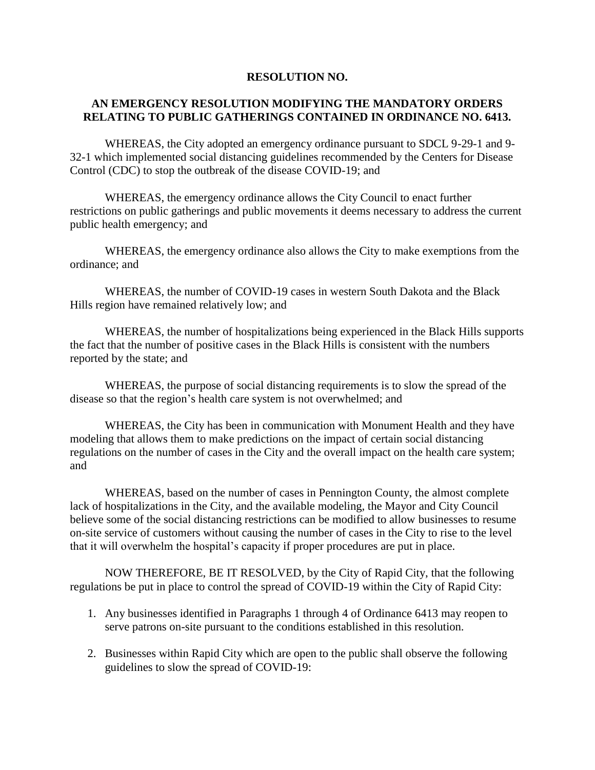**RESOLUTION NO.**

**AN EMERGENCY RESOLUTION MODIFYING THE MANDATORY ORDERS RELATING TO PUBLIC GATHERINGS CONTAINED IN ORDINANCE NO. 6413.**

WHEREAS, the City adopted an emergency ordinance pursuant to SDCL 9-29-1 and 9-32-1 which implemented social distancing guidelines recommended by the Centers for Disease Control (CDC) to stop the outbreak of the disease COVID-19; and

WHEREAS, the emergency ordinance allows the City Council to enact further restrictions on public gatherings and public movements it deems necessary to address the current public health emergency; and

WHEREAS, the emergency ordinance also allows the City to make exemptions from the ordinance; and

WHEREAS, the number of COVID-19 cases in western South Dakota and the Black Hills region have remained relatively low; and

WHEREAS, the number of hospitalizations being experienced in the Black Hills supports the fact that the number of positive cases in the Black Hills is consistent with the numbers reported by the state; and

WHEREAS, the purpose of social distancing requirements is to slow the spread of the disease so that the region's health care system is not overwhelmed; and

WHEREAS, the City has been in communication with Monument Health and they have modeling that allows them to make predictions on the impact of certain social distancing regulations on the number of cases in the City and the overall impact on the health care system; and

WHEREAS, based on the number of cases in Pennington County, the almost complete lack of hospitalizations in the City, and the available modeling, the Mayor and City Council believe some of the social distancing restrictions can be modified to allow businesses to resume on-site service of customers without causing the number of cases in the City to rise to the level that it will overwhelm the hospital's capacity if proper procedures are put in place.

NOW THEREFORE, BE IT RESOLVED, by the City of Rapid City, that the following regulations be put in place to control the spread of COVID-19 within the City of Rapid City:

1. Any businesses identified in Paragraphs 1 through 4 of Ordinance 6413 may reopen to serve patrons on-site pursuant to the conditions established in this resolution.

2. Businesses within Rapid City which are open to the public shall observe the following guidelines to slow the spread of COVID-19: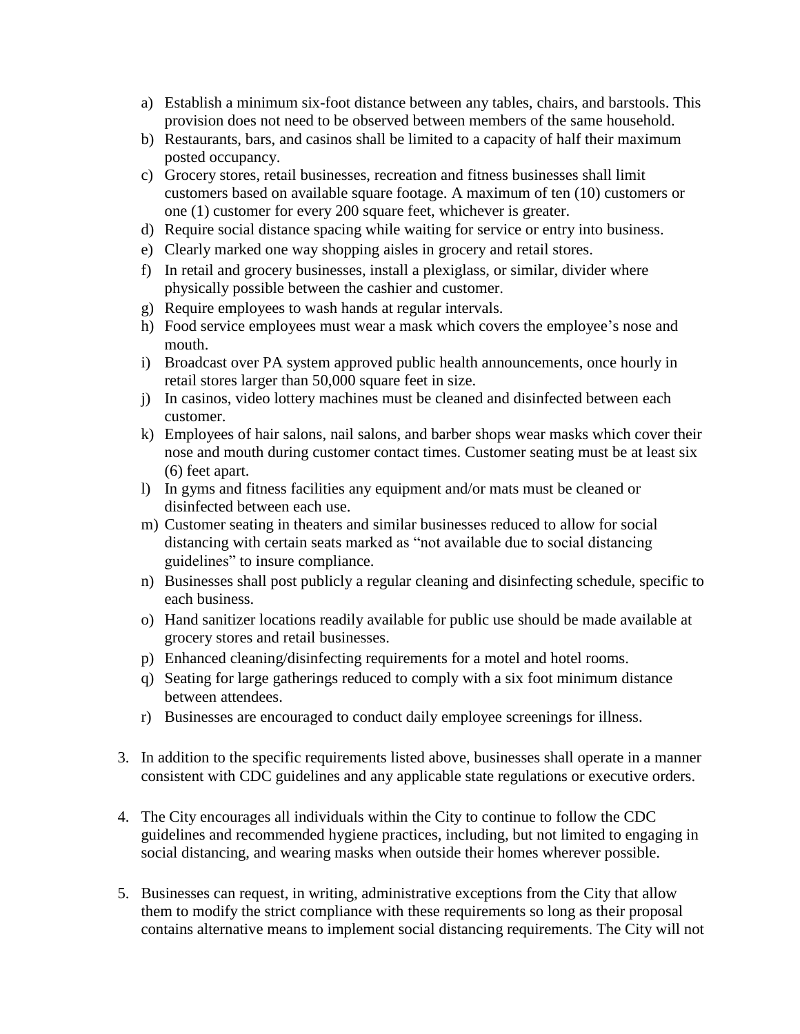a) Establish a minimum six-foot distance between any tables, chairs, and barstools. This provision does not need to be observed between members of the same household.
b) Restaurants, bars, and casinos shall be limited to a capacity of half their maximum posted occupancy.
c) Grocery stores, retail businesses, recreation and fitness businesses shall limit customers based on available square footage. A maximum of ten (10) customers or one (1) customer for every 200 square feet, whichever is greater.
d) Require social distance spacing while waiting for service or entry into business.
e) Clearly marked one way shopping aisles in grocery and retail stores.
f) In retail and grocery businesses, install a plexiglass, or similar, divider where physically possible between the cashier and customer.
g) Require employees to wash hands at regular intervals.
h) Food service employees must wear a mask which covers the employee's nose and mouth.
i) Broadcast over PA system approved public health announcements, once hourly in retail stores larger than 50,000 square feet in size.
j) In casinos, video lottery machines must be cleaned and disinfected between each customer.
k) Employees of hair salons, nail salons, and barber shops wear masks which cover their nose and mouth during customer contact times. Customer seating must be at least six (6) feet apart.
l) In gyms and fitness facilities any equipment and/or mats must be cleaned or disinfected between each use.
m) Customer seating in theaters and similar businesses reduced to allow for social distancing with certain seats marked as "not available due to social distancing guidelines" to insure compliance.
n) Businesses shall post publicly a regular cleaning and disinfecting schedule, specific to each business.
o) Hand sanitizer locations readily available for public use should be made available at grocery stores and retail businesses.
p) Enhanced cleaning/disinfecting requirements for a motel and hotel rooms.
q) Seating for large gatherings reduced to comply with a six foot minimum distance between attendees.
r) Businesses are encouraged to conduct daily employee screenings for illness.

3. In addition to the specific requirements listed above, businesses shall operate in a manner consistent with CDC guidelines and any applicable state regulations or executive orders.

4. The City encourages all individuals within the City to continue to follow the CDC guidelines and recommended hygiene practices, including, but not limited to engaging in social distancing, and wearing masks when outside their homes wherever possible.

5. Businesses can request, in writing, administrative exceptions from the City that allow them to modify the strict compliance with these requirements so long as their proposal contains alternative means to implement social distancing requirements. The City will not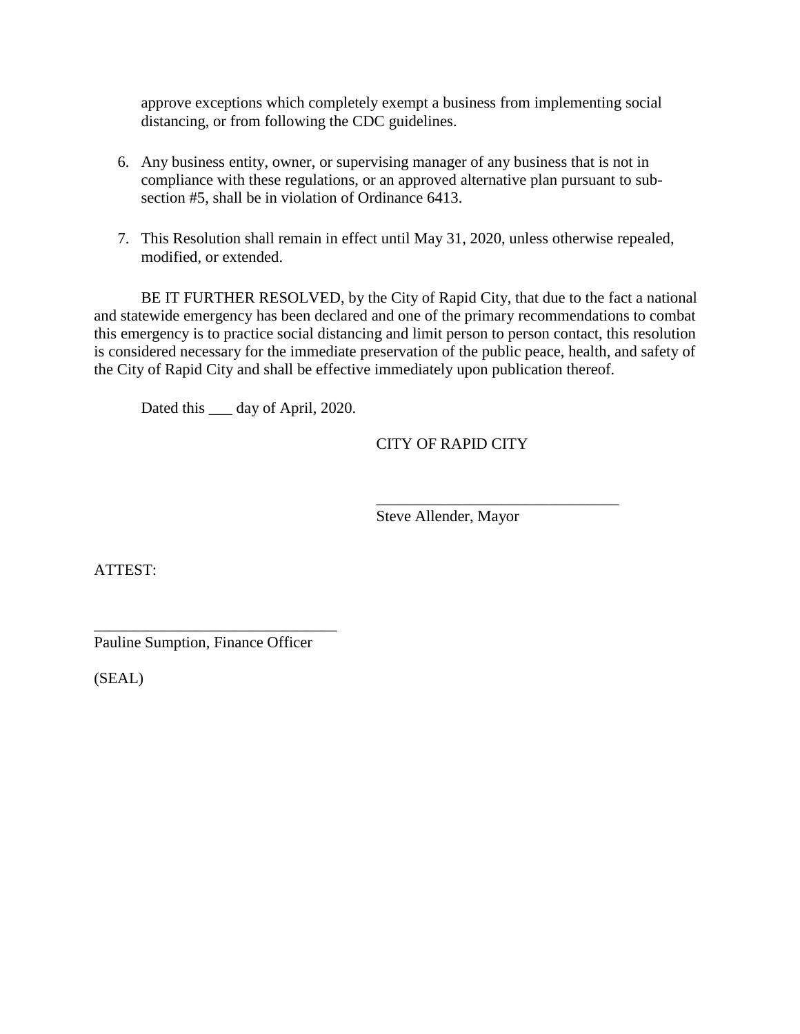approve exceptions which completely exempt a business from implementing social distancing, or from following the CDC guidelines.

6. Any business entity, owner, or supervising manager of any business that is not in compliance with these regulations, or an approved alternative plan pursuant to sub-section #5, shall be in violation of Ordinance 6413.

7. This Resolution shall remain in effect until May 31, 2020, unless otherwise repealed, modified, or extended.

BE IT FURTHER RESOLVED, by the City of Rapid City, that due to the fact a national and statewide emergency has been declared and one of the primary recommendations to combat this emergency is to practice social distancing and limit person to person contact, this resolution is considered necessary for the immediate preservation of the public peace, health, and safety of the City of Rapid City and shall be effective immediately upon publication thereof.

Dated this ___ day of April, 2020.

CITY OF RAPID CITY

_______________________________
Steve Allender, Mayor

ATTEST:

_______________________________
Pauline Sumption, Finance Officer

(SEAL)